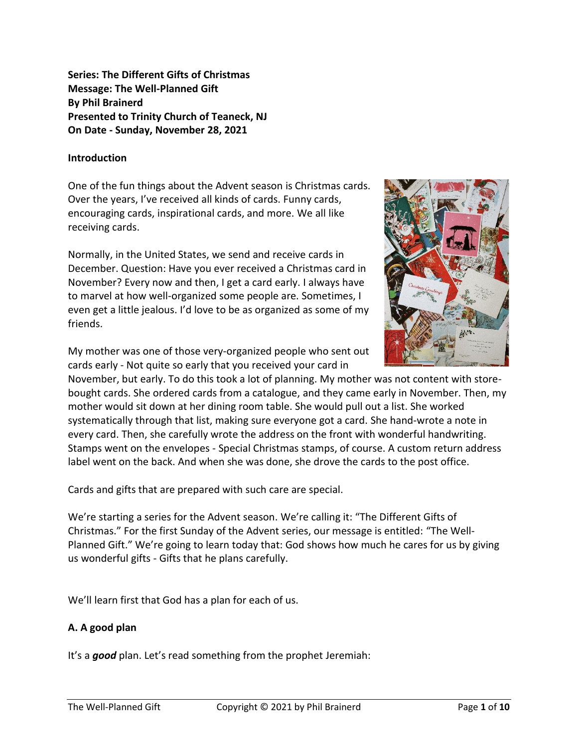**Series: The Different Gifts of Christmas**
**Message: The Well-Planned Gift**
**By Phil Brainerd**
**Presented to Trinity Church of Teaneck, NJ**
**On Date - Sunday, November 28, 2021**

## Introduction

One of the fun things about the Advent season is Christmas cards. Over the years, I've received all kinds of cards. Funny cards, encouraging cards, inspirational cards, and more. We all like receiving cards.

Normally, in the United States, we send and receive cards in December. Question: Have you ever received a Christmas card in November? Every now and then, I get a card early. I always have to marvel at how well-organized some people are. Sometimes, I even get a little jealous. I'd love to be as organized as some of my friends.

My mother was one of those very-organized people who sent out cards early - Not quite so early that you received your card in November, but early. To do this took a lot of planning. My mother was not content with store-bought cards. She ordered cards from a catalogue, and they came early in November. Then, my mother would sit down at her dining room table. She would pull out a list. She worked systematically through that list, making sure everyone got a card. She hand-wrote a note in every card. Then, she carefully wrote the address on the front with wonderful handwriting. Stamps went on the envelopes - Special Christmas stamps, of course. A custom return address label went on the back. And when she was done, she drove the cards to the post office.

Cards and gifts that are prepared with such care are special.

We're starting a series for the Advent season. We're calling it: "The Different Gifts of Christmas." For the first Sunday of the Advent series, our message is entitled: "The Well-Planned Gift." We're going to learn today that: God shows how much he cares for us by giving us wonderful gifts - Gifts that he plans carefully.

We'll learn first that God has a plan for each of us.

## A. A good plan

It's a ***good*** plan. Let's read something from the prophet Jeremiah: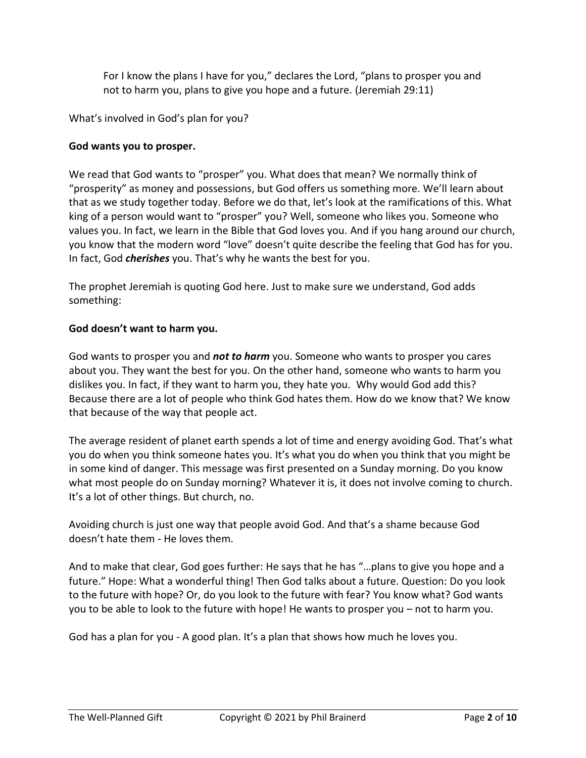> For I know the plans I have for you," declares the Lord, "plans to prosper you and not to harm you, plans to give you hope and a future. (Jeremiah 29:11)

What's involved in God's plan for you?

**God wants you to prosper.**

We read that God wants to "prosper" you. What does that mean? We normally think of "prosperity" as money and possessions, but God offers us something more. We'll learn about that as we study together today. Before we do that, let's look at the ramifications of this. What king of a person would want to "prosper" you? Well, someone who likes you. Someone who values you. In fact, we learn in the Bible that God loves you. And if you hang around our church, you know that the modern word "love" doesn't quite describe the feeling that God has for you. In fact, God ***cherishes*** you. That's why he wants the best for you.

The prophet Jeremiah is quoting God here. Just to make sure we understand, God adds something:

**God doesn't want to harm you.**

God wants to prosper you and ***not to harm*** you. Someone who wants to prosper you cares about you. They want the best for you. On the other hand, someone who wants to harm you dislikes you. In fact, if they want to harm you, they hate you. Why would God add this? Because there are a lot of people who think God hates them. How do we know that? We know that because of the way that people act.

The average resident of planet earth spends a lot of time and energy avoiding God. That's what you do when you think someone hates you. It's what you do when you think that you might be in some kind of danger. This message was first presented on a Sunday morning. Do you know what most people do on Sunday morning? Whatever it is, it does not involve coming to church. It's a lot of other things. But church, no.

Avoiding church is just one way that people avoid God. And that's a shame because God doesn't hate them - He loves them.

And to make that clear, God goes further: He says that he has "…plans to give you hope and a future." Hope: What a wonderful thing! Then God talks about a future. Question: Do you look to the future with hope? Or, do you look to the future with fear? You know what? God wants you to be able to look to the future with hope! He wants to prosper you – not to harm you.

God has a plan for you - A good plan. It's a plan that shows how much he loves you.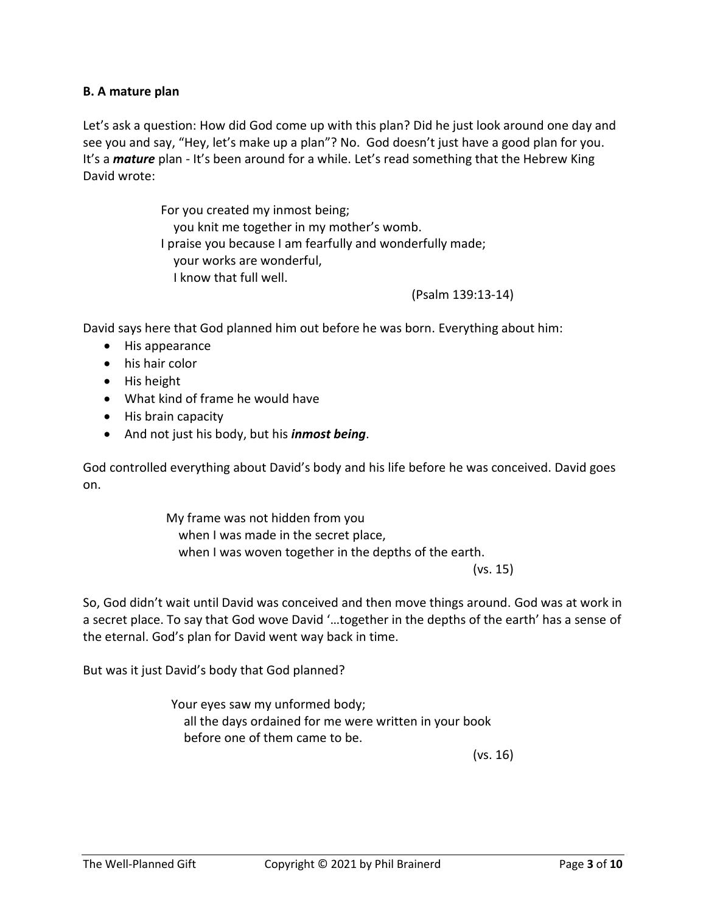**B. A mature plan**

Let's ask a question: How did God come up with this plan? Did he just look around one day and see you and say, "Hey, let's make up a plan"? No. God doesn't just have a good plan for you. It's a ***mature*** plan - It's been around for a while. Let's read something that the Hebrew King David wrote:

> For you created my inmost being;
> you knit me together in my mother's womb.
> I praise you because I am fearfully and wonderfully made;
> your works are wonderful,
> I know that full well.
>
> (Psalm 139:13-14)

David says here that God planned him out before he was born. Everything about him:

- His appearance
- his hair color
- His height
- What kind of frame he would have
- His brain capacity
- And not just his body, but his ***inmost being***.

God controlled everything about David's body and his life before he was conceived. David goes on.

> My frame was not hidden from you
> when I was made in the secret place,
> when I was woven together in the depths of the earth.
>
> (vs. 15)

So, God didn't wait until David was conceived and then move things around. God was at work in a secret place. To say that God wove David '…together in the depths of the earth' has a sense of the eternal. God's plan for David went way back in time.

But was it just David's body that God planned?

> Your eyes saw my unformed body;
> all the days ordained for me were written in your book
> before one of them came to be.
>
> (vs. 16)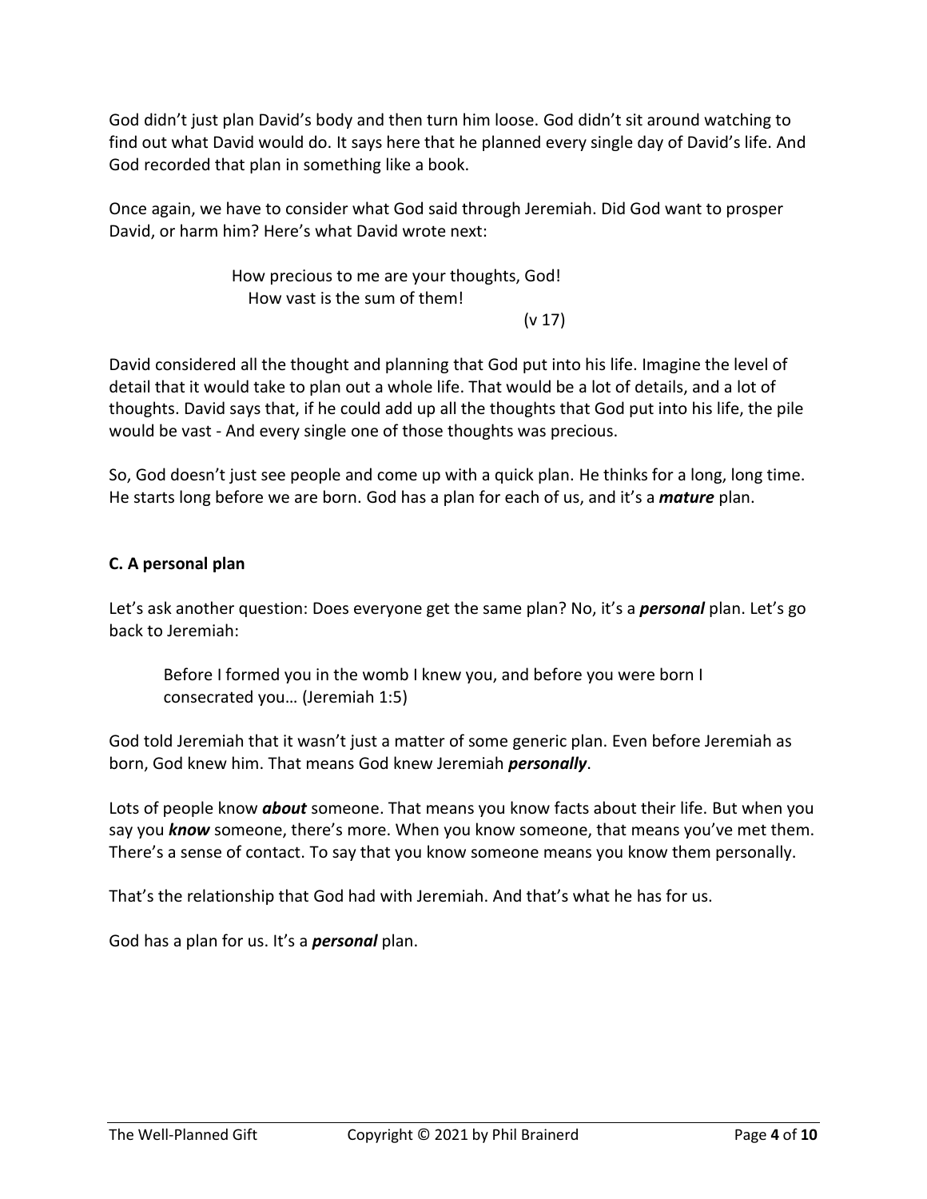God didn't just plan David's body and then turn him loose. God didn't sit around watching to find out what David would do. It says here that he planned every single day of David's life. And God recorded that plan in something like a book.

Once again, we have to consider what God said through Jeremiah. Did God want to prosper David, or harm him? Here's what David wrote next:

> How precious to me are your thoughts, God!
> How vast is the sum of them!
>
> (v 17)

David considered all the thought and planning that God put into his life. Imagine the level of detail that it would take to plan out a whole life. That would be a lot of details, and a lot of thoughts. David says that, if he could add up all the thoughts that God put into his life, the pile would be vast - And every single one of those thoughts was precious.

So, God doesn't just see people and come up with a quick plan. He thinks for a long, long time. He starts long before we are born. God has a plan for each of us, and it's a ***mature*** plan.

**C. A personal plan**

Let's ask another question: Does everyone get the same plan? No, it's a ***personal*** plan. Let's go back to Jeremiah:

> Before I formed you in the womb I knew you, and before you were born I consecrated you… (Jeremiah 1:5)

God told Jeremiah that it wasn't just a matter of some generic plan. Even before Jeremiah as born, God knew him. That means God knew Jeremiah ***personally***.

Lots of people know ***about*** someone. That means you know facts about their life. But when you say you ***know*** someone, there's more. When you know someone, that means you've met them. There's a sense of contact. To say that you know someone means you know them personally.

That's the relationship that God had with Jeremiah. And that's what he has for us.

God has a plan for us. It's a ***personal*** plan.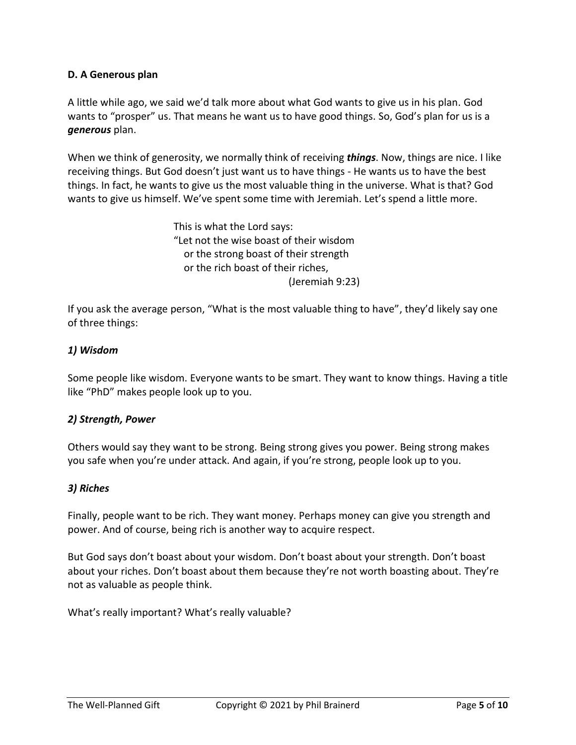**D. A Generous plan**

A little while ago, we said we'd talk more about what God wants to give us in his plan. God wants to "prosper" us. That means he want us to have good things. So, God's plan for us is a ***generous*** plan.

When we think of generosity, we normally think of receiving ***things***. Now, things are nice. I like receiving things. But God doesn't just want us to have things - He wants us to have the best things. In fact, he wants to give us the most valuable thing in the universe. What is that? God wants to give us himself. We've spent some time with Jeremiah. Let's spend a little more.

> This is what the Lord says:
> "Let not the wise boast of their wisdom
>   or the strong boast of their strength
>   or the rich boast of their riches,
> (Jeremiah 9:23)

If you ask the average person, "What is the most valuable thing to have", they'd likely say one of three things:

***1) Wisdom***

Some people like wisdom. Everyone wants to be smart. They want to know things. Having a title like "PhD" makes people look up to you.

***2) Strength, Power***

Others would say they want to be strong. Being strong gives you power. Being strong makes you safe when you're under attack. And again, if you're strong, people look up to you.

***3) Riches***

Finally, people want to be rich. They want money. Perhaps money can give you strength and power. And of course, being rich is another way to acquire respect.

But God says don't boast about your wisdom. Don't boast about your strength. Don't boast about your riches. Don't boast about them because they're not worth boasting about. They're not as valuable as people think.

What's really important? What's really valuable?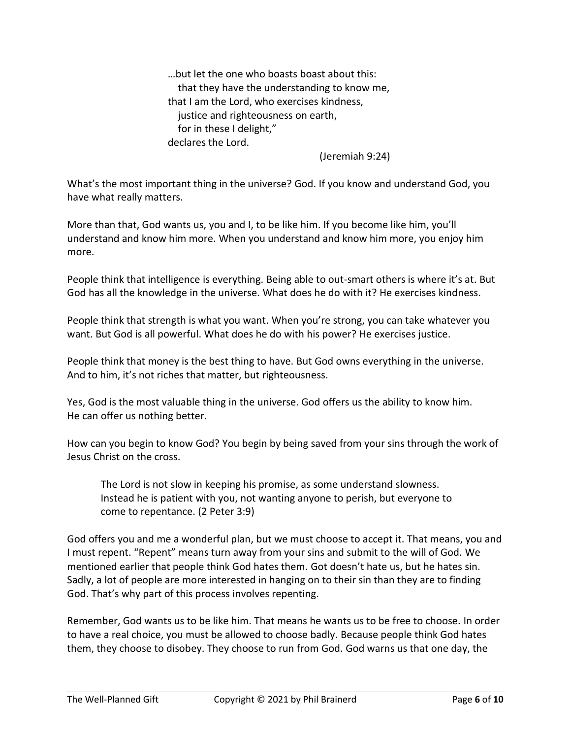> …but let the one who boasts boast about this:
>    that they have the understanding to know me,
> that I am the Lord, who exercises kindness,
>    justice and righteousness on earth,
>    for in these I delight,"
> declares the Lord.
>
> (Jeremiah 9:24)

What's the most important thing in the universe? God. If you know and understand God, you have what really matters.

More than that, God wants us, you and I, to be like him. If you become like him, you'll understand and know him more. When you understand and know him more, you enjoy him more.

People think that intelligence is everything. Being able to out-smart others is where it's at. But God has all the knowledge in the universe. What does he do with it? He exercises kindness.

People think that strength is what you want. When you're strong, you can take whatever you want. But God is all powerful. What does he do with his power? He exercises justice.

People think that money is the best thing to have. But God owns everything in the universe. And to him, it's not riches that matter, but righteousness.

Yes, God is the most valuable thing in the universe. God offers us the ability to know him. He can offer us nothing better.

How can you begin to know God? You begin by being saved from your sins through the work of Jesus Christ on the cross.

> The Lord is not slow in keeping his promise, as some understand slowness. Instead he is patient with you, not wanting anyone to perish, but everyone to come to repentance. (2 Peter 3:9)

God offers you and me a wonderful plan, but we must choose to accept it. That means, you and I must repent. "Repent" means turn away from your sins and submit to the will of God. We mentioned earlier that people think God hates them. Got doesn't hate us, but he hates sin. Sadly, a lot of people are more interested in hanging on to their sin than they are to finding God. That's why part of this process involves repenting.

Remember, God wants us to be like him. That means he wants us to be free to choose. In order to have a real choice, you must be allowed to choose badly. Because people think God hates them, they choose to disobey. They choose to run from God. God warns us that one day, the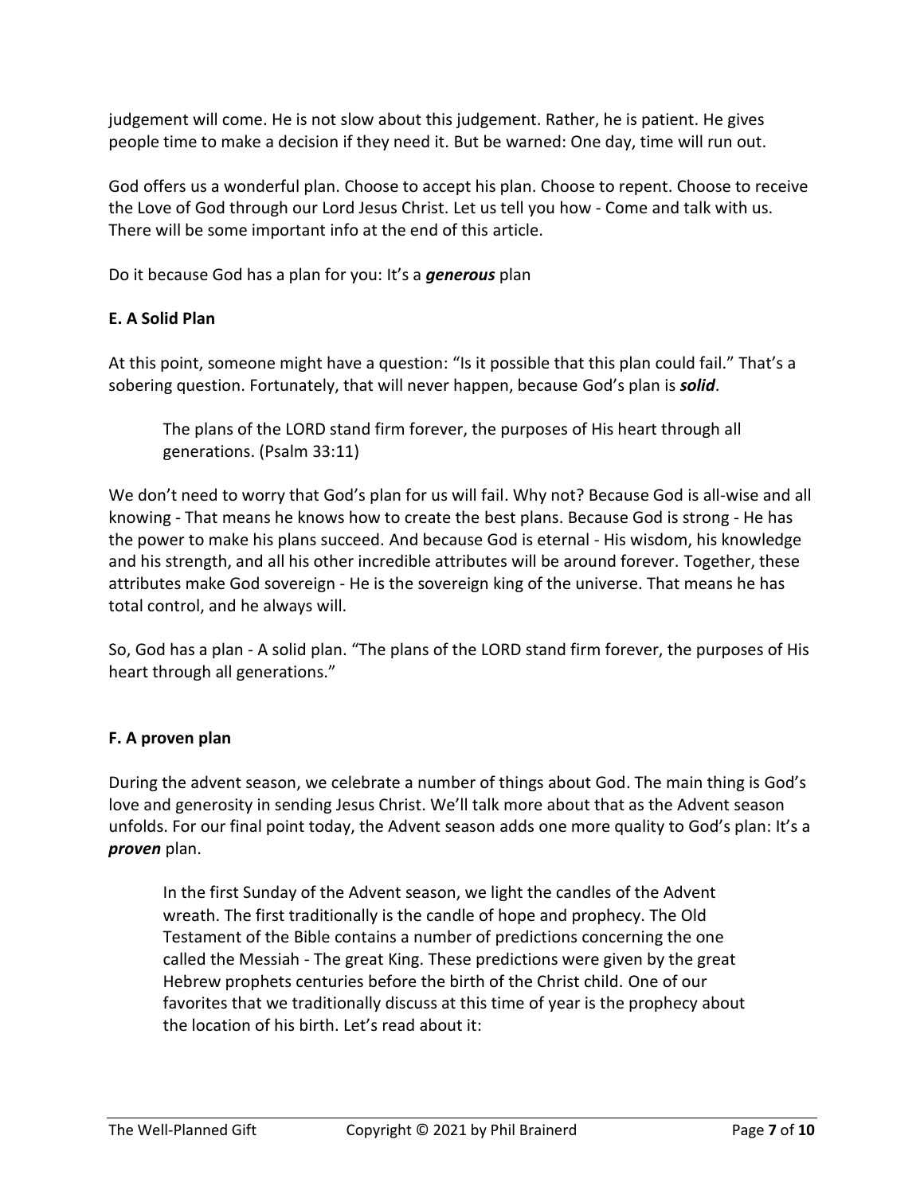judgement will come. He is not slow about this judgement. Rather, he is patient. He gives people time to make a decision if they need it. But be warned: One day, time will run out.

God offers us a wonderful plan. Choose to accept his plan. Choose to repent. Choose to receive the Love of God through our Lord Jesus Christ. Let us tell you how - Come and talk with us. There will be some important info at the end of this article.

Do it because God has a plan for you: It's a ***generous*** plan

**E. A Solid Plan**

At this point, someone might have a question: "Is it possible that this plan could fail." That's a sobering question. Fortunately, that will never happen, because God's plan is ***solid***.

> The plans of the LORD stand firm forever, the purposes of His heart through all generations. (Psalm 33:11)

We don't need to worry that God's plan for us will fail. Why not? Because God is all-wise and all knowing - That means he knows how to create the best plans. Because God is strong - He has the power to make his plans succeed. And because God is eternal - His wisdom, his knowledge and his strength, and all his other incredible attributes will be around forever. Together, these attributes make God sovereign - He is the sovereign king of the universe. That means he has total control, and he always will.

So, God has a plan - A solid plan. "The plans of the LORD stand firm forever, the purposes of His heart through all generations."

**F. A proven plan**

During the advent season, we celebrate a number of things about God. The main thing is God's love and generosity in sending Jesus Christ. We'll talk more about that as the Advent season unfolds. For our final point today, the Advent season adds one more quality to God's plan: It's a ***proven*** plan.

> In the first Sunday of the Advent season, we light the candles of the Advent wreath. The first traditionally is the candle of hope and prophecy. The Old Testament of the Bible contains a number of predictions concerning the one called the Messiah - The great King. These predictions were given by the great Hebrew prophets centuries before the birth of the Christ child. One of our favorites that we traditionally discuss at this time of year is the prophecy about the location of his birth. Let's read about it: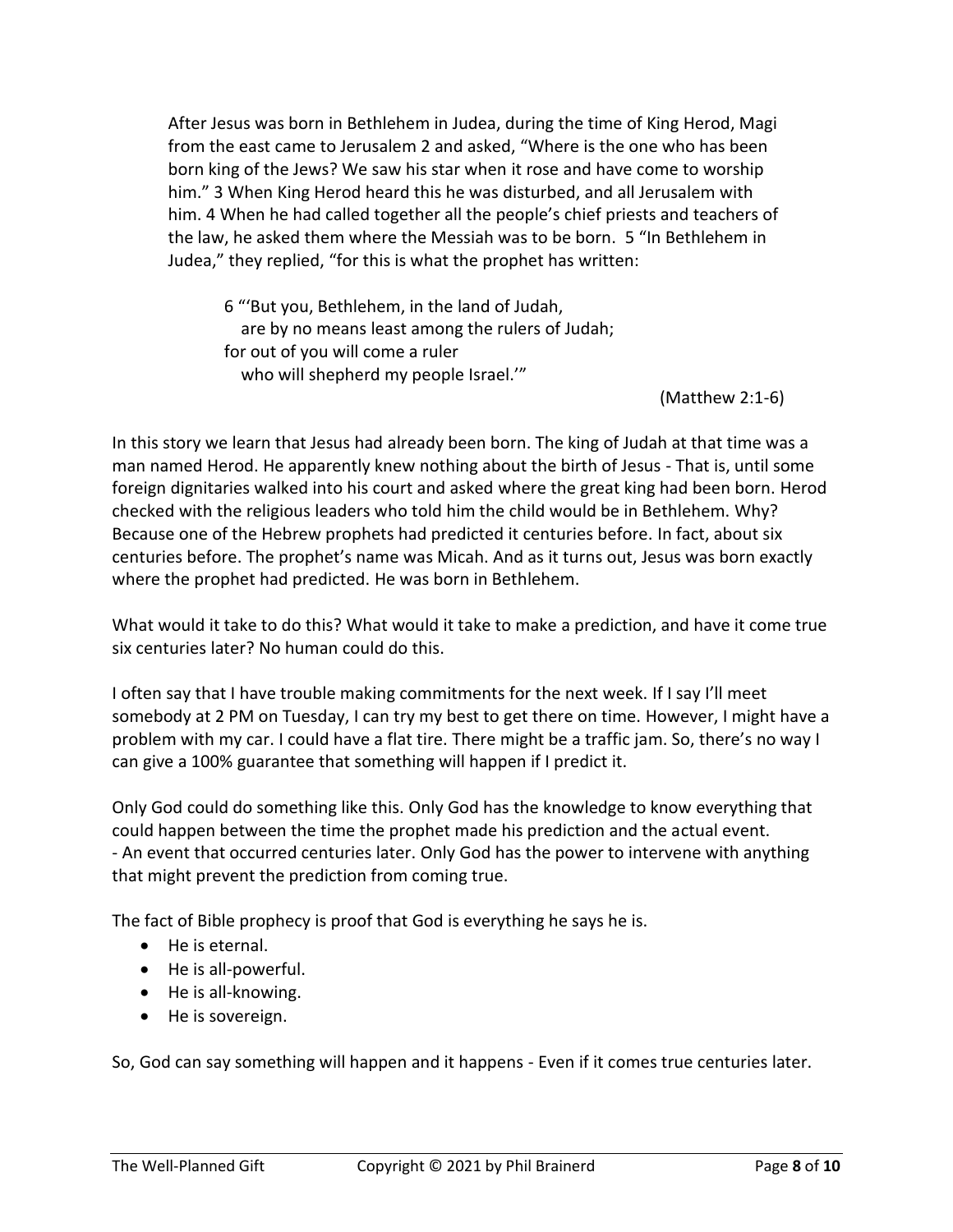> After Jesus was born in Bethlehem in Judea, during the time of King Herod, Magi from the east came to Jerusalem 2 and asked, "Where is the one who has been born king of the Jews? We saw his star when it rose and have come to worship him." 3 When King Herod heard this he was disturbed, and all Jerusalem with him. 4 When he had called together all the people's chief priests and teachers of the law, he asked them where the Messiah was to be born. 5 "In Bethlehem in Judea," they replied, "for this is what the prophet has written:
>
> > 6 "'But you, Bethlehem, in the land of Judah,
> > are by no means least among the rulers of Judah;
> > for out of you will come a ruler
> > who will shepherd my people Israel.'"
>
> (Matthew 2:1-6)

In this story we learn that Jesus had already been born. The king of Judah at that time was a man named Herod. He apparently knew nothing about the birth of Jesus - That is, until some foreign dignitaries walked into his court and asked where the great king had been born. Herod checked with the religious leaders who told him the child would be in Bethlehem. Why? Because one of the Hebrew prophets had predicted it centuries before. In fact, about six centuries before. The prophet's name was Micah. And as it turns out, Jesus was born exactly where the prophet had predicted. He was born in Bethlehem.

What would it take to do this? What would it take to make a prediction, and have it come true six centuries later? No human could do this.

I often say that I have trouble making commitments for the next week. If I say I'll meet somebody at 2 PM on Tuesday, I can try my best to get there on time. However, I might have a problem with my car. I could have a flat tire. There might be a traffic jam. So, there's no way I can give a 100% guarantee that something will happen if I predict it.

Only God could do something like this. Only God has the knowledge to know everything that could happen between the time the prophet made his prediction and the actual event. - An event that occurred centuries later. Only God has the power to intervene with anything that might prevent the prediction from coming true.

The fact of Bible prophecy is proof that God is everything he says he is.

- He is eternal.
- He is all-powerful.
- He is all-knowing.
- He is sovereign.

So, God can say something will happen and it happens - Even if it comes true centuries later.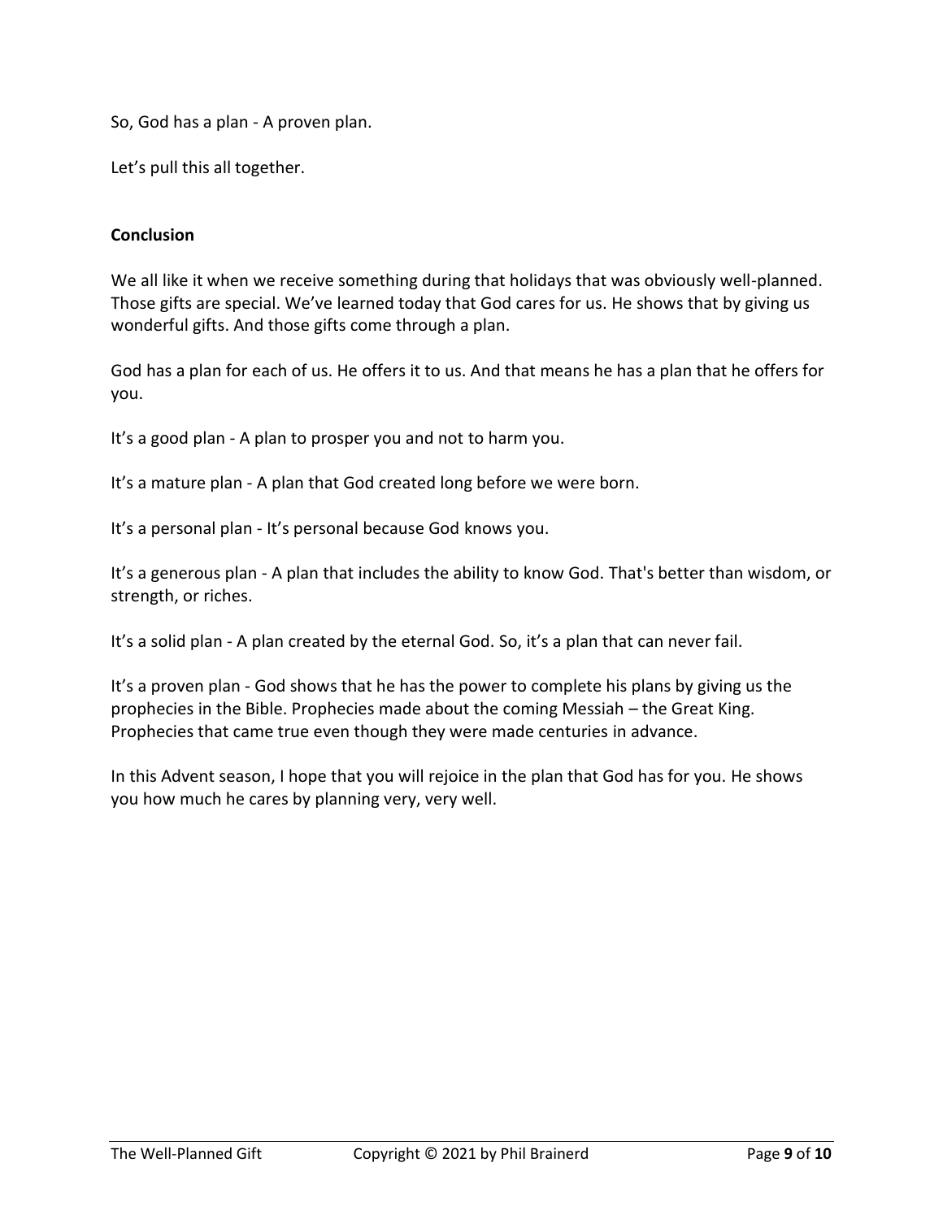So, God has a plan - A proven plan.

Let's pull this all together.

**Conclusion**

We all like it when we receive something during that holidays that was obviously well-planned. Those gifts are special. We've learned today that God cares for us. He shows that by giving us wonderful gifts. And those gifts come through a plan.

God has a plan for each of us. He offers it to us. And that means he has a plan that he offers for you.

It's a good plan - A plan to prosper you and not to harm you.

It's a mature plan - A plan that God created long before we were born.

It's a personal plan - It's personal because God knows you.

It's a generous plan - A plan that includes the ability to know God. That's better than wisdom, or strength, or riches.

It's a solid plan - A plan created by the eternal God. So, it's a plan that can never fail.

It's a proven plan - God shows that he has the power to complete his plans by giving us the prophecies in the Bible. Prophecies made about the coming Messiah – the Great King. Prophecies that came true even though they were made centuries in advance.

In this Advent season, I hope that you will rejoice in the plan that God has for you. He shows you how much he cares by planning very, very well.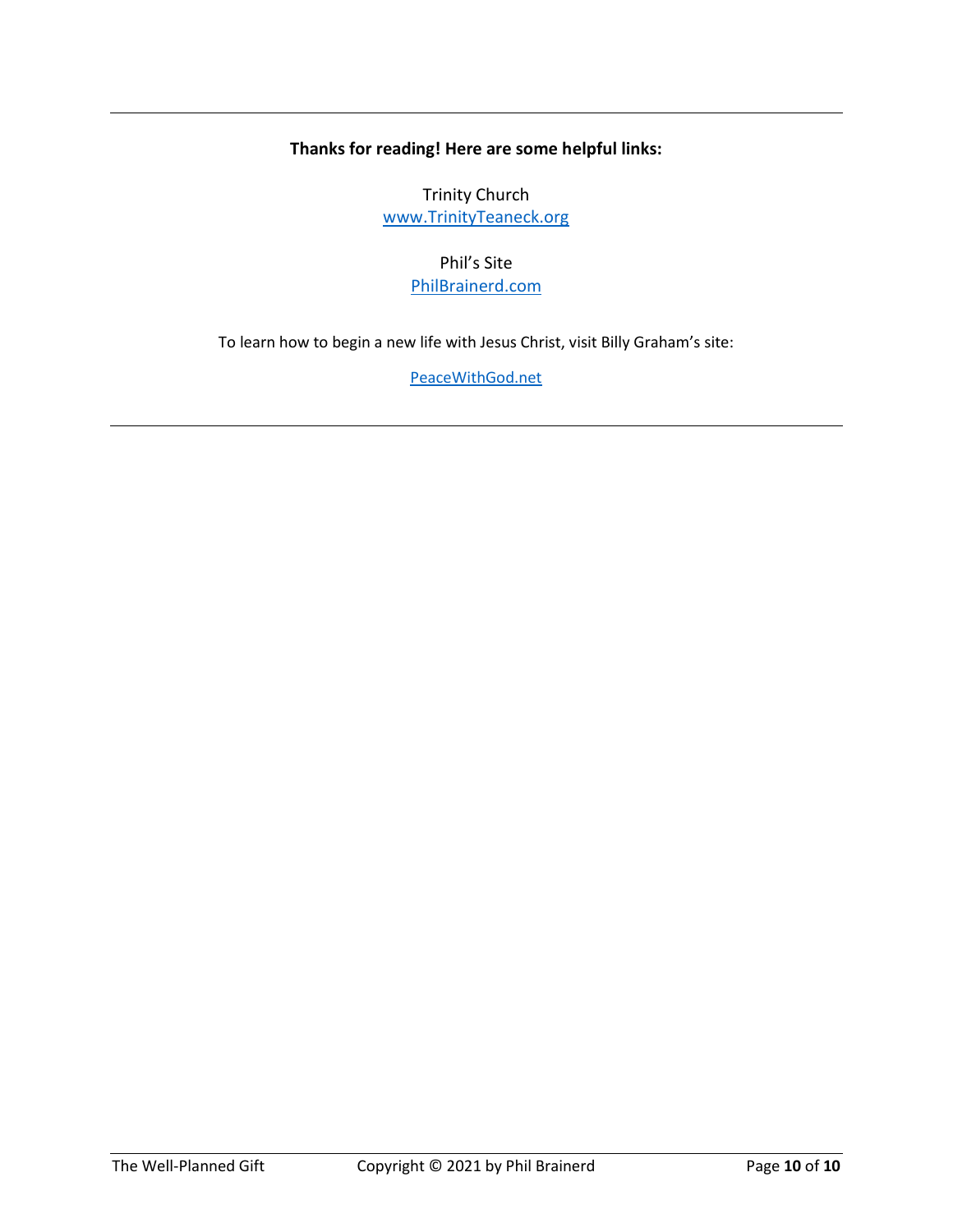---

**Thanks for reading! Here are some helpful links:**

Trinity Church
[www.TrinityTeaneck.org](http://www.TrinityTeaneck.org)

Phil's Site
[PhilBrainerd.com](http://PhilBrainerd.com)

To learn how to begin a new life with Jesus Christ, visit Billy Graham's site:

[PeaceWithGod.net](http://PeaceWithGod.net)

---